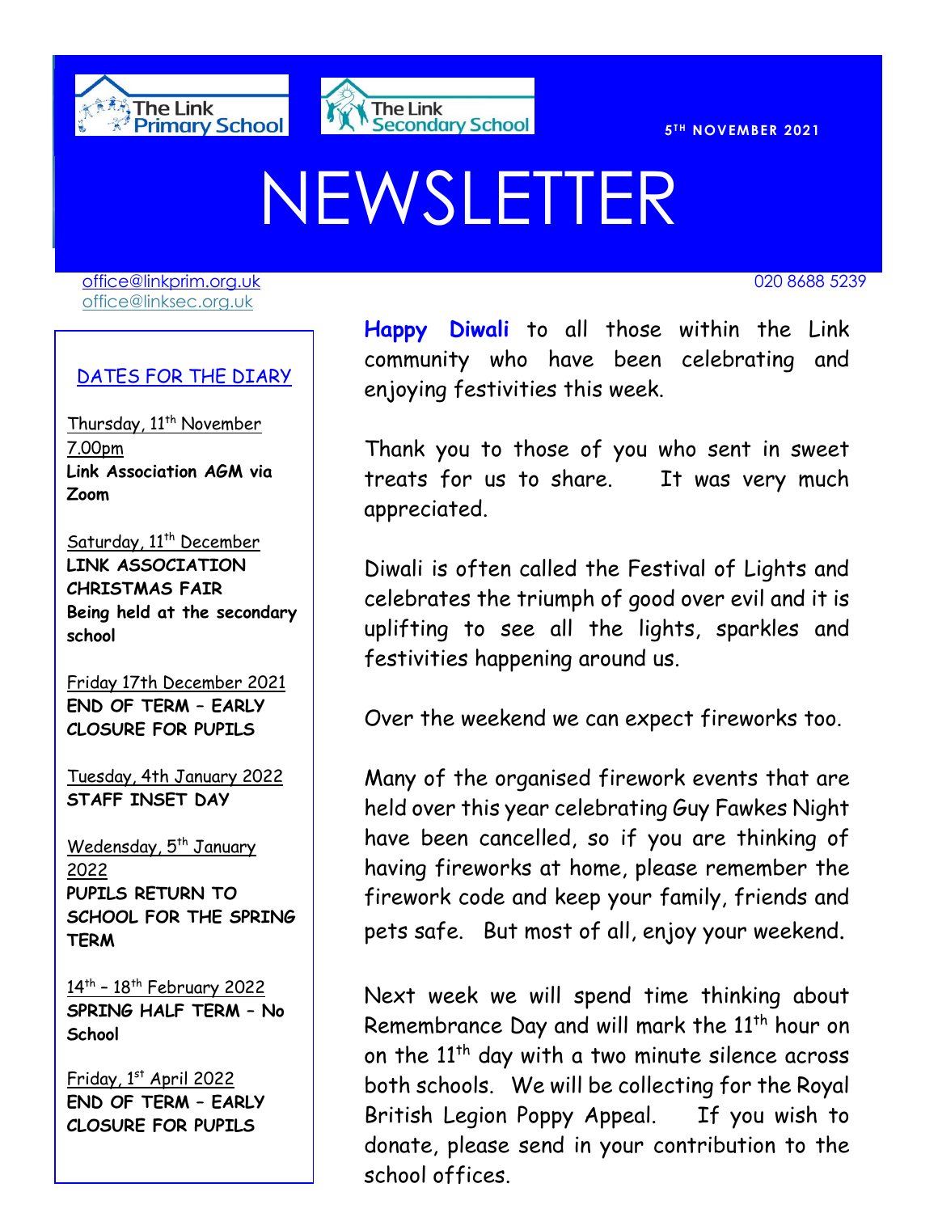The Link Primary School

The Link Secondary School

5TH NOVEMBER 2021

# NEWSLETTER

office@linkprim.org.uk
office@linksec.org.uk

020 8688 5239

## DATES FOR THE DIARY

Thursday, 11th November 7.00pm
**Link Association AGM via Zoom**

Saturday, 11th December
**LINK ASSOCIATION CHRISTMAS FAIR Being held at the secondary school**

Friday 17th December 2021
**END OF TERM – EARLY CLOSURE FOR PUPILS**

Tuesday, 4th January 2022
**STAFF INSET DAY**

Wedensday, 5th January 2022
**PUPILS RETURN TO SCHOOL FOR THE SPRING TERM**

14th – 18th February 2022
**SPRING HALF TERM – No School**

Friday, 1st April 2022
**END OF TERM – EARLY CLOSURE FOR PUPILS**

**Happy Diwali** to all those within the Link community who have been celebrating and enjoying festivities this week.

Thank you to those of you who sent in sweet treats for us to share. It was very much appreciated.

Diwali is often called the Festival of Lights and celebrates the triumph of good over evil and it is uplifting to see all the lights, sparkles and festivities happening around us.

Over the weekend we can expect fireworks too.

Many of the organised firework events that are held over this year celebrating Guy Fawkes Night have been cancelled, so if you are thinking of having fireworks at home, please remember the firework code and keep your family, friends and pets safe. But most of all, enjoy your weekend.

Next week we will spend time thinking about Remembrance Day and will mark the 11th hour on on the 11th day with a two minute silence across both schools. We will be collecting for the Royal British Legion Poppy Appeal. If you wish to donate, please send in your contribution to the school offices.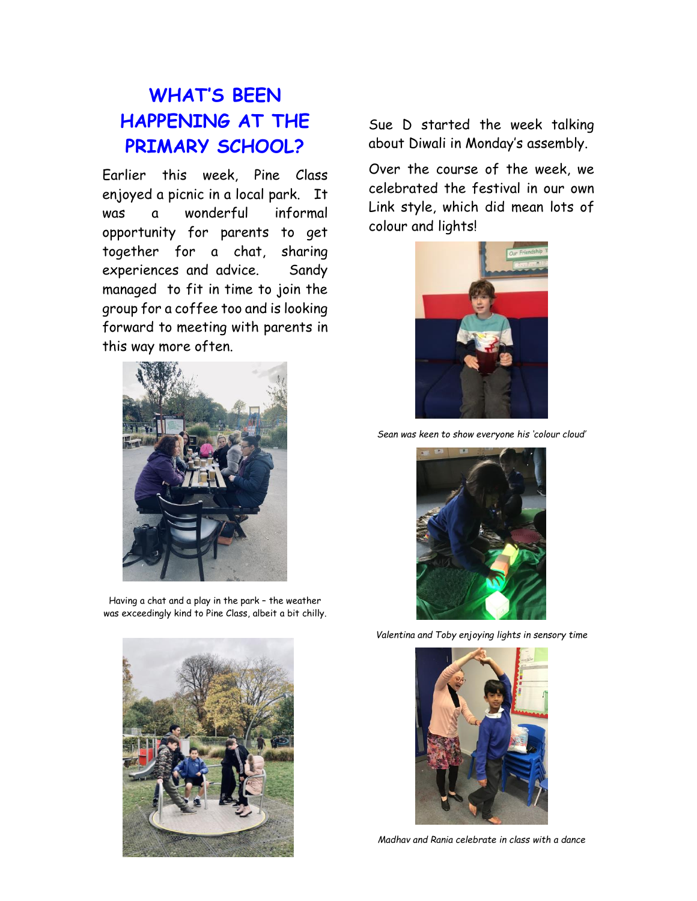# WHAT'S BEEN HAPPENING AT THE PRIMARY SCHOOL?

Earlier this week, Pine Class enjoyed a picnic in a local park. It was a wonderful informal opportunity for parents to get together for a chat, sharing experiences and advice. Sandy managed to fit in time to join the group for a coffee too and is looking forward to meeting with parents in this way more often.

Having a chat and a play in the park – the weather was exceedingly kind to Pine Class, albeit a bit chilly.

Sue D started the week talking about Diwali in Monday's assembly.

Over the course of the week, we celebrated the festival in our own Link style, which did mean lots of colour and lights!

*Sean was keen to show everyone his 'colour cloud'*

*Valentina and Toby enjoying lights in sensory time*

*Madhav and Rania celebrate in class with a dance*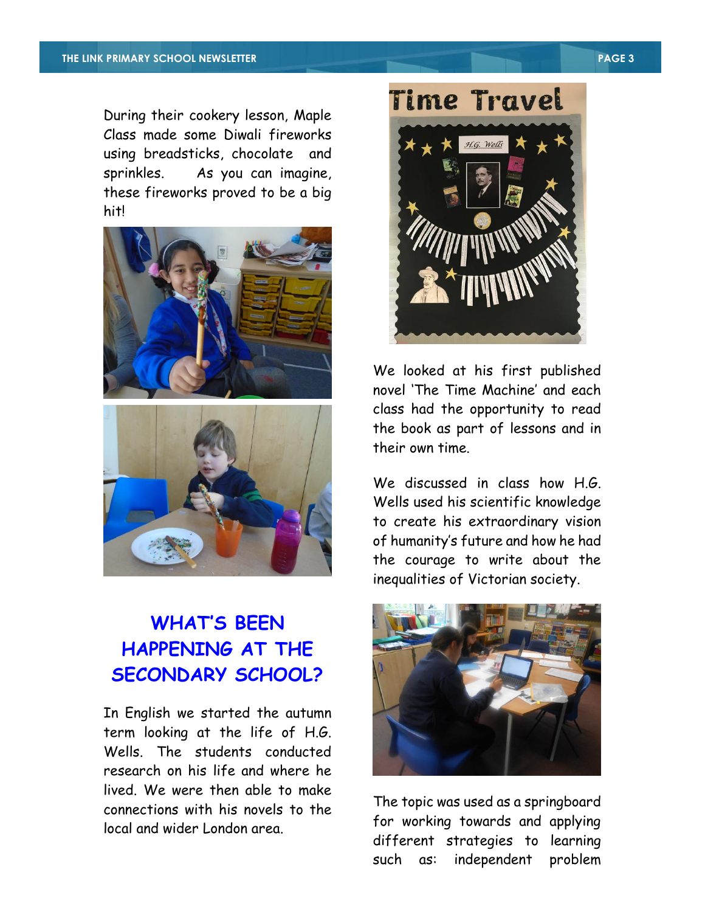During their cookery lesson, Maple Class made some Diwali fireworks using breadsticks, chocolate and sprinkles. As you can imagine, these fireworks proved to be a big hit!

## WHAT'S BEEN HAPPENING AT THE SECONDARY SCHOOL?

In English we started the autumn term looking at the life of H.G. Wells. The students conducted research on his life and where he lived. We were then able to make connections with his novels to the local and wider London area.

We looked at his first published novel 'The Time Machine' and each class had the opportunity to read the book as part of lessons and in their own time.

We discussed in class how H.G. Wells used his scientific knowledge to create his extraordinary vision of humanity's future and how he had the courage to write about the inequalities of Victorian society.

The topic was used as a springboard for working towards and applying different strategies to learning such as: independent problem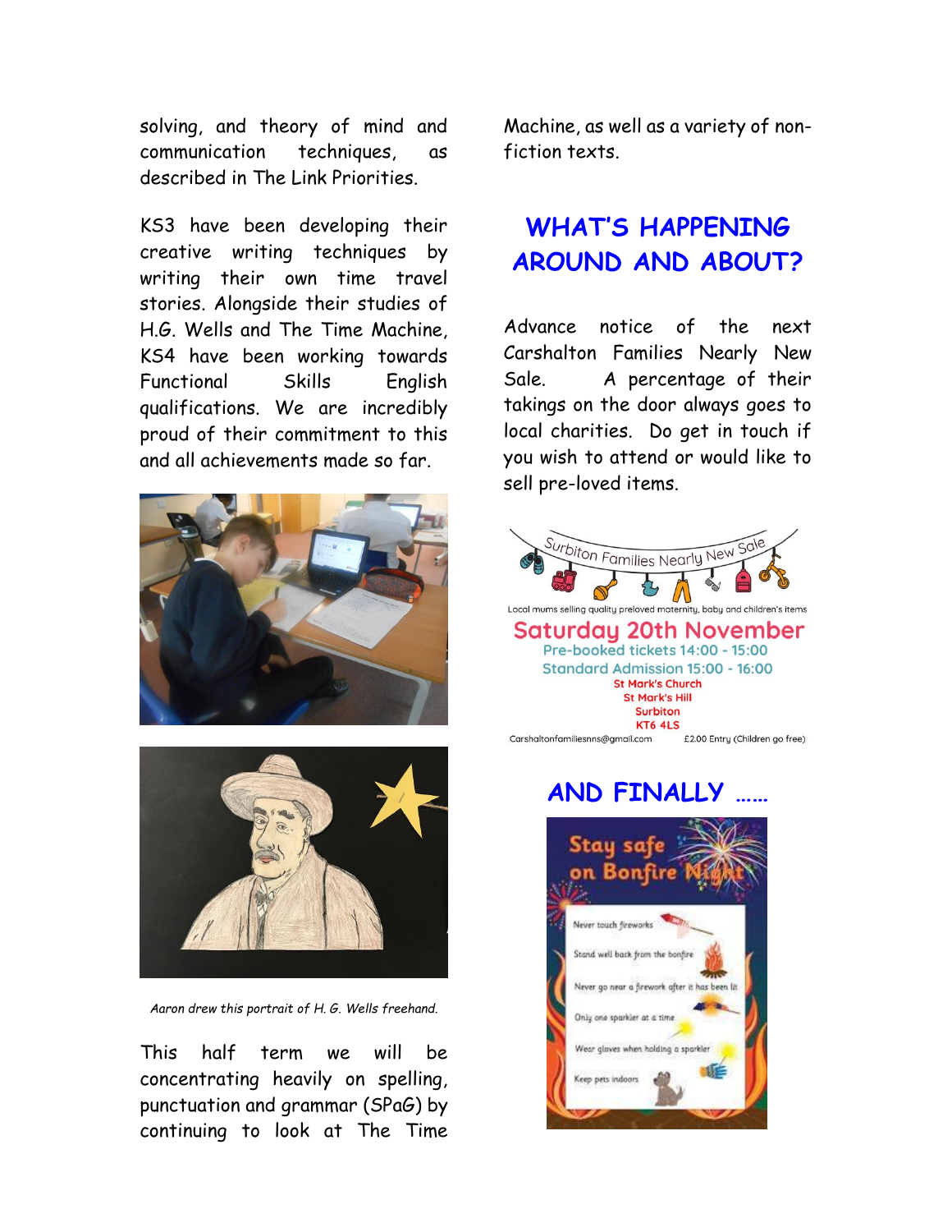solving, and theory of mind and communication techniques, as described in The Link Priorities.

KS3 have been developing their creative writing techniques by writing their own time travel stories. Alongside their studies of H.G. Wells and The Time Machine, KS4 have been working towards Functional Skills English qualifications. We are incredibly proud of their commitment to this and all achievements made so far.

*Aaron drew this portrait of H. G. Wells freehand.*

This half term we will be concentrating heavily on spelling, punctuation and grammar (SPaG) by continuing to look at The Time Machine, as well as a variety of non-fiction texts.

## WHAT'S HAPPENING AROUND AND ABOUT?

Advance notice of the next Carshalton Families Nearly New Sale. A percentage of their takings on the door always goes to local charities. Do get in touch if you wish to attend or would like to sell pre-loved items.

Surbiton Families Nearly New Sale

Local mums selling quality preloved maternity, baby and children's items

**Saturday 20th November**

Pre-booked tickets 14:00 - 15:00

Standard Admission 15:00 - 16:00

St Mark's Church
St Mark's Hill
Surbiton
KT6 4LS

Carshaltonfamiliesnns@gmail.com £2.00 Entry (Children go free)

## AND FINALLY ……

Stay safe on Bonfire Night

- Never touch fireworks
- Stand well back from the bonfire
- Never go near a firework after it has been lit
- Only one sparkler at a time
- Wear gloves when holding a sparkler
- Keep pets indoors